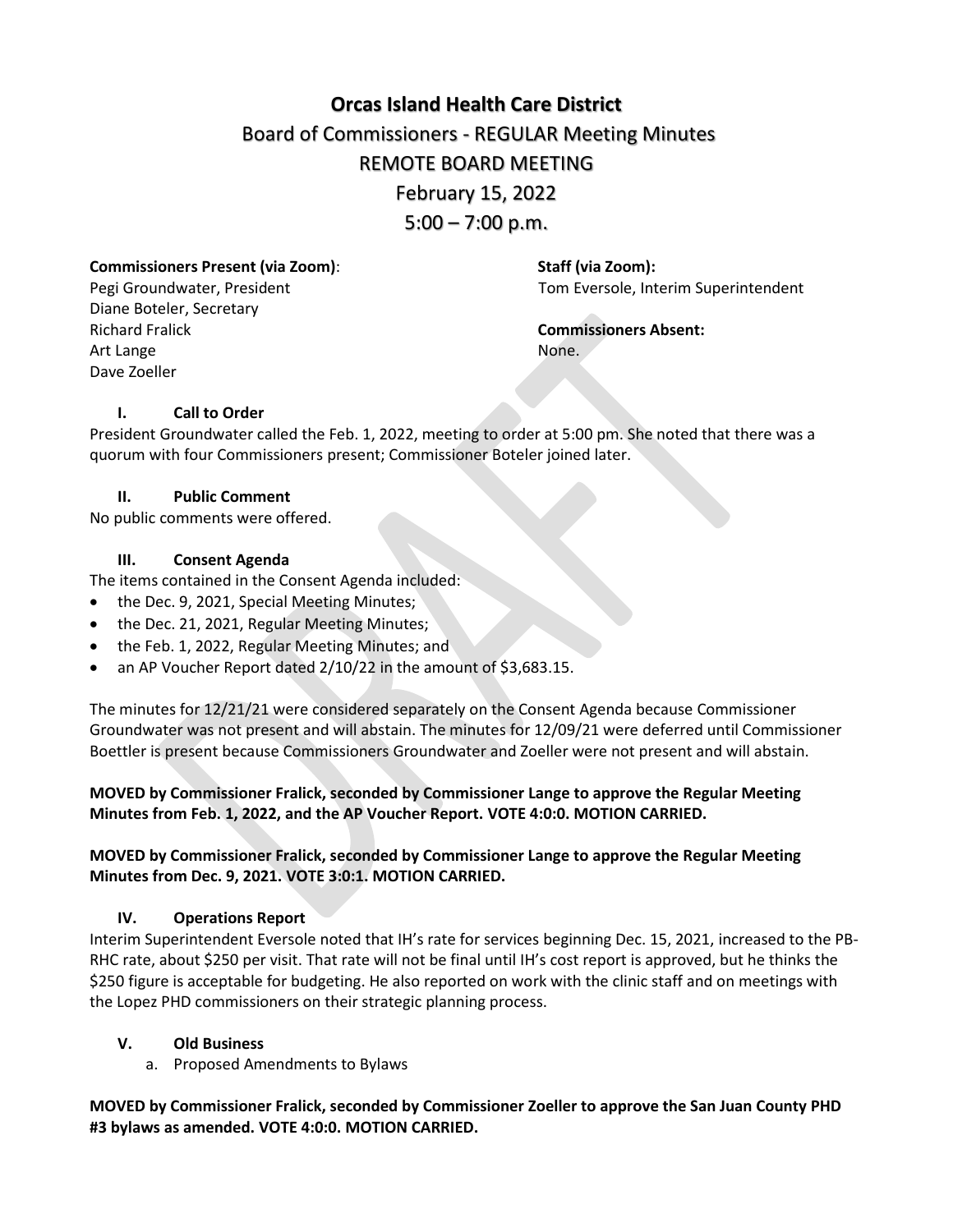# Orcas Island Health Care District

## Board of Commissioners - REGULAR Meeting Minutes

## REMOTE BOARD MEETING

## February 15, 2022

## 5:00 – 7:00 p.m.

**Commissioners Present (via Zoom)**:
Pegi Groundwater, President
Diane Boteler, Secretary
Richard Fralick
Art Lange
Dave Zoeller

**Staff (via Zoom):**
Tom Eversole, Interim Superintendent

**Commissioners Absent:**
None.

### I. Call to Order

President Groundwater called the Feb. 1, 2022, meeting to order at 5:00 pm. She noted that there was a quorum with four Commissioners present; Commissioner Boteler joined later.

### II. Public Comment

No public comments were offered.

### III. Consent Agenda

The items contained in the Consent Agenda included:

- the Dec. 9, 2021, Special Meeting Minutes;
- the Dec. 21, 2021, Regular Meeting Minutes;
- the Feb. 1, 2022, Regular Meeting Minutes; and
- an AP Voucher Report dated 2/10/22 in the amount of $3,683.15.

The minutes for 12/21/21 were considered separately on the Consent Agenda because Commissioner Groundwater was not present and will abstain. The minutes for 12/09/21 were deferred until Commissioner Boettler is present because Commissioners Groundwater and Zoeller were not present and will abstain.

**MOVED by Commissioner Fralick, seconded by Commissioner Lange to approve the Regular Meeting Minutes from Feb. 1, 2022, and the AP Voucher Report. VOTE 4:0:0. MOTION CARRIED.**

**MOVED by Commissioner Fralick, seconded by Commissioner Lange to approve the Regular Meeting Minutes from Dec. 9, 2021. VOTE 3:0:1. MOTION CARRIED.**

### IV. Operations Report

Interim Superintendent Eversole noted that IH's rate for services beginning Dec. 15, 2021, increased to the PB-RHC rate, about $250 per visit. That rate will not be final until IH's cost report is approved, but he thinks the $250 figure is acceptable for budgeting. He also reported on work with the clinic staff and on meetings with the Lopez PHD commissioners on their strategic planning process.

### V. Old Business

a. Proposed Amendments to Bylaws

**MOVED by Commissioner Fralick, seconded by Commissioner Zoeller to approve the San Juan County PHD #3 bylaws as amended. VOTE 4:0:0. MOTION CARRIED.**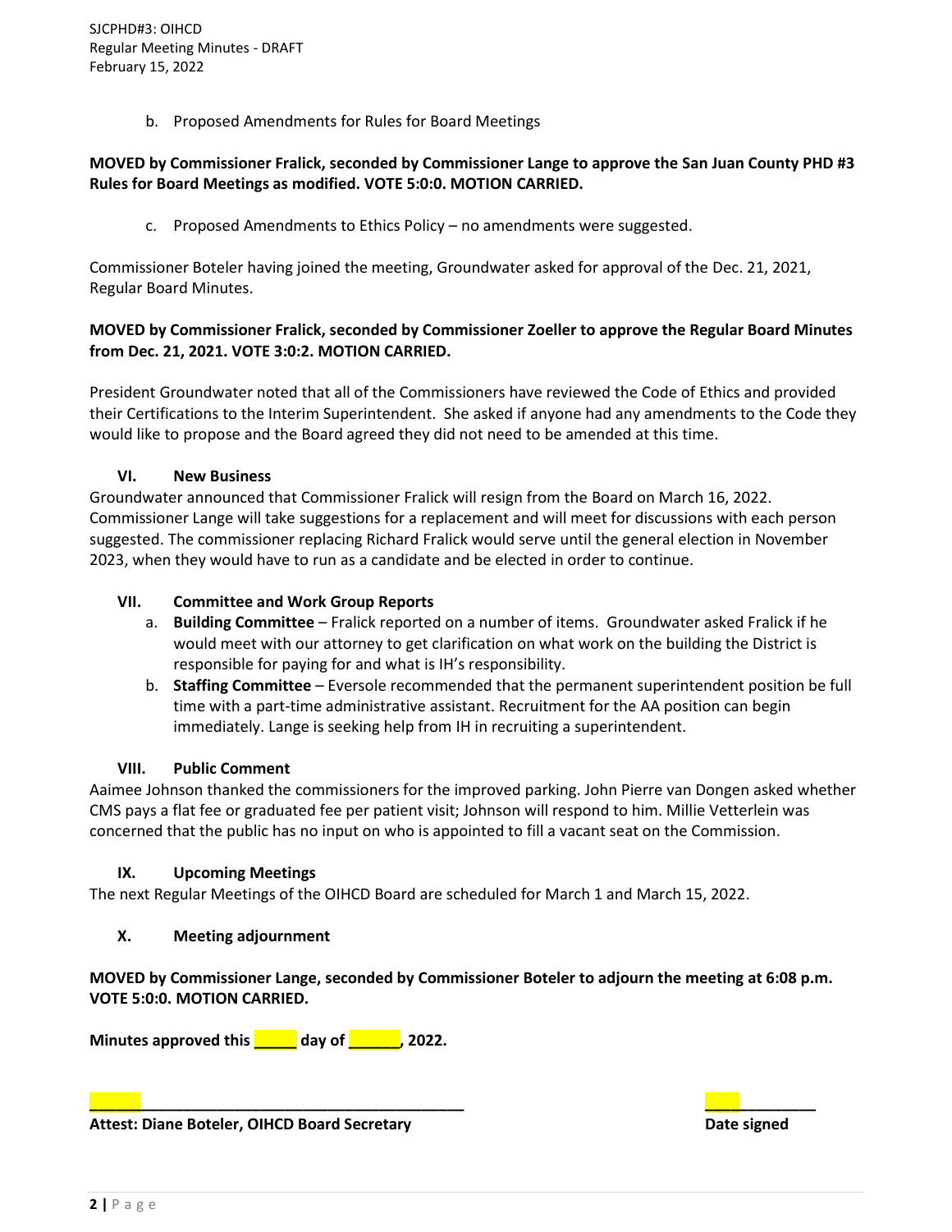b. Proposed Amendments for Rules for Board Meetings

**MOVED by Commissioner Fralick, seconded by Commissioner Lange to approve the San Juan County PHD #3 Rules for Board Meetings as modified. VOTE 5:0:0. MOTION CARRIED.**

c. Proposed Amendments to Ethics Policy – no amendments were suggested.

Commissioner Boteler having joined the meeting, Groundwater asked for approval of the Dec. 21, 2021, Regular Board Minutes.

**MOVED by Commissioner Fralick, seconded by Commissioner Zoeller to approve the Regular Board Minutes from Dec. 21, 2021. VOTE 3:0:2. MOTION CARRIED.**

President Groundwater noted that all of the Commissioners have reviewed the Code of Ethics and provided their Certifications to the Interim Superintendent. She asked if anyone had any amendments to the Code they would like to propose and the Board agreed they did not need to be amended at this time.

## VI. New Business

Groundwater announced that Commissioner Fralick will resign from the Board on March 16, 2022. Commissioner Lange will take suggestions for a replacement and will meet for discussions with each person suggested. The commissioner replacing Richard Fralick would serve until the general election in November 2023, when they would have to run as a candidate and be elected in order to continue.

## VII. Committee and Work Group Reports

a. **Building Committee** – Fralick reported on a number of items. Groundwater asked Fralick if he would meet with our attorney to get clarification on what work on the building the District is responsible for paying for and what is IH's responsibility.
b. **Staffing Committee** – Eversole recommended that the permanent superintendent position be full time with a part-time administrative assistant. Recruitment for the AA position can begin immediately. Lange is seeking help from IH in recruiting a superintendent.

## VIII. Public Comment

Aaimee Johnson thanked the commissioners for the improved parking. John Pierre van Dongen asked whether CMS pays a flat fee or graduated fee per patient visit; Johnson will respond to him. Millie Vetterlein was concerned that the public has no input on who is appointed to fill a vacant seat on the Commission.

## IX. Upcoming Meetings

The next Regular Meetings of the OIHCD Board are scheduled for March 1 and March 15, 2022.

## X. Meeting adjournment

**MOVED by Commissioner Lange, seconded by Commissioner Boteler to adjourn the meeting at 6:08 p.m. VOTE 5:0:0. MOTION CARRIED.**

**Minutes approved this _____ day of ______, 2022.**

**_______________________________________** **____________**

**Attest: Diane Boteler, OIHCD Board Secretary** **Date signed**